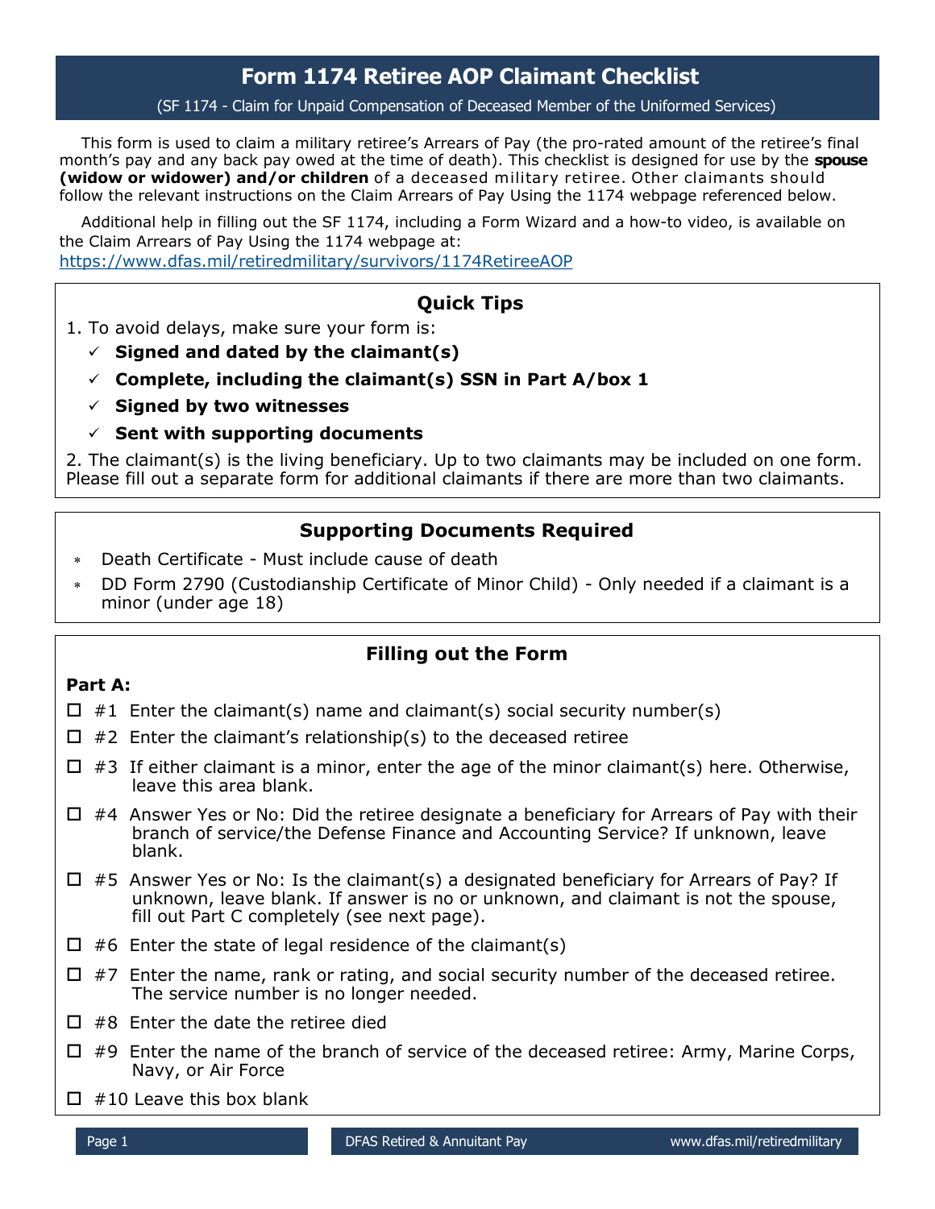# Form 1174 Retiree AOP Claimant Checklist

(SF 1174 - Claim for Unpaid Compensation of Deceased Member of the Uniformed Services)

This form is used to claim a military retiree's Arrears of Pay (the pro-rated amount of the retiree's final month's pay and any back pay owed at the time of death). This checklist is designed for use by the **spouse (widow or widower) and/or children** of a deceased military retiree. Other claimants should follow the relevant instructions on the Claim Arrears of Pay Using the 1174 webpage referenced below.

Additional help in filling out the SF 1174, including a Form Wizard and a how-to video, is available on the Claim Arrears of Pay Using the 1174 webpage at:
https://www.dfas.mil/retiredmilitary/survivors/1174RetireeAOP

## Quick Tips

1. To avoid delays, make sure your form is:
   - ✓ **Signed and dated by the claimant(s)**
   - ✓ **Complete, including the claimant(s) SSN in Part A/box 1**
   - ✓ **Signed by two witnesses**
   - ✓ **Sent with supporting documents**
2. The claimant(s) is the living beneficiary. Up to two claimants may be included on one form. Please fill out a separate form for additional claimants if there are more than two claimants.

## Supporting Documents Required

- Death Certificate - Must include cause of death
- DD Form 2790 (Custodianship Certificate of Minor Child) - Only needed if a claimant is a minor (under age 18)

## Filling out the Form

**Part A:**

- ☐ #1 Enter the claimant(s) name and claimant(s) social security number(s)
- ☐ #2 Enter the claimant's relationship(s) to the deceased retiree
- ☐ #3 If either claimant is a minor, enter the age of the minor claimant(s) here. Otherwise, leave this area blank.
- ☐ #4 Answer Yes or No: Did the retiree designate a beneficiary for Arrears of Pay with their branch of service/the Defense Finance and Accounting Service? If unknown, leave blank.
- ☐ #5 Answer Yes or No: Is the claimant(s) a designated beneficiary for Arrears of Pay? If unknown, leave blank. If answer is no or unknown, and claimant is not the spouse, fill out Part C completely (see next page).
- ☐ #6 Enter the state of legal residence of the claimant(s)
- ☐ #7 Enter the name, rank or rating, and social security number of the deceased retiree. The service number is no longer needed.
- ☐ #8 Enter the date the retiree died
- ☐ #9 Enter the name of the branch of service of the deceased retiree: Army, Marine Corps, Navy, or Air Force
- ☐ #10 Leave this box blank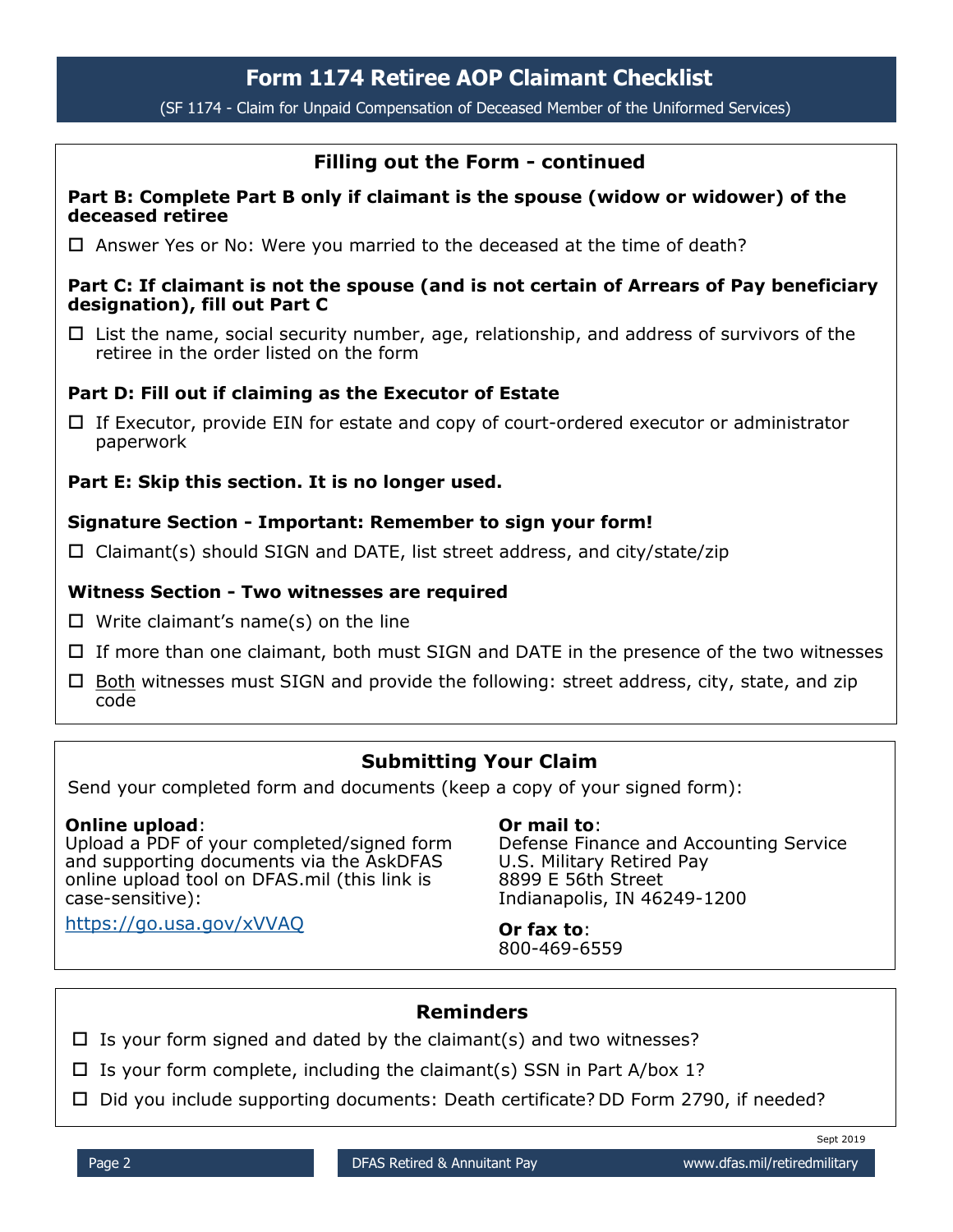# Form 1174 Retiree AOP Claimant Checklist

(SF 1174 - Claim for Unpaid Compensation of Deceased Member of the Uniformed Services)

## Filling out the Form - continued

**Part B: Complete Part B only if claimant is the spouse (widow or widower) of the deceased retiree**

- ☐ Answer Yes or No: Were you married to the deceased at the time of death?

**Part C: If claimant is not the spouse (and is not certain of Arrears of Pay beneficiary designation), fill out Part C**

- ☐ List the name, social security number, age, relationship, and address of survivors of the retiree in the order listed on the form

**Part D: Fill out if claiming as the Executor of Estate**

- ☐ If Executor, provide EIN for estate and copy of court-ordered executor or administrator paperwork

**Part E: Skip this section. It is no longer used.**

**Signature Section - Important: Remember to sign your form!**

- ☐ Claimant(s) should SIGN and DATE, list street address, and city/state/zip

**Witness Section - Two witnesses are required**

- ☐ Write claimant's name(s) on the line
- ☐ If more than one claimant, both must SIGN and DATE in the presence of the two witnesses
- ☐ Both witnesses must SIGN and provide the following: street address, city, state, and zip code

## Submitting Your Claim

Send your completed form and documents (keep a copy of your signed form):

**Online upload**:
Upload a PDF of your completed/signed form and supporting documents via the AskDFAS online upload tool on DFAS.mil (this link is case-sensitive):

https://go.usa.gov/xVVAQ

**Or mail to**:
Defense Finance and Accounting Service
U.S. Military Retired Pay
8899 E 56th Street
Indianapolis, IN 46249-1200

**Or fax to**:
800-469-6559

## Reminders

- ☐ Is your form signed and dated by the claimant(s) and two witnesses?
- ☐ Is your form complete, including the claimant(s) SSN in Part A/box 1?
- ☐ Did you include supporting documents: Death certificate? DD Form 2790, if needed?

Sept 2019